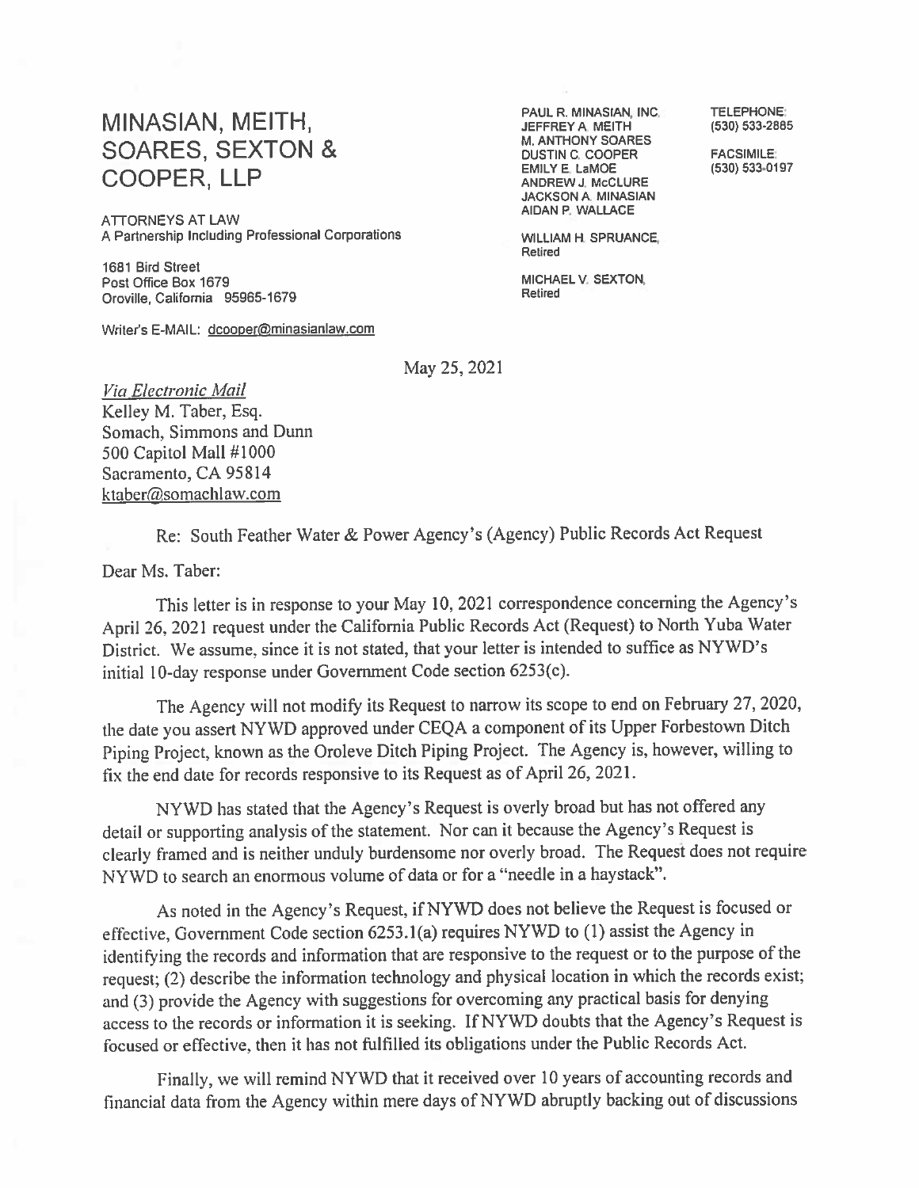# MINASIAN, MEITH, SOARES, SEXTON & COOPER, LLP

ATTORNEYS AT LAW
A Partnership Including Professional Corporations

1681 Bird Street
Post Office Box 1679
Oroville, California 95965-1679

Writer's E-MAIL: dcooper@minasianlaw.com

PAUL R. MINASIAN, INC.
JEFFREY A. MEITH
M. ANTHONY SOARES
DUSTIN C. COOPER
EMILY E. LaMOE
ANDREW J. McCLURE
JACKSON A. MINASIAN
AIDAN P. WALLACE

WILLIAM H. SPRUANCE, Retired

MICHAEL V. SEXTON, Retired

TELEPHONE: (530) 533-2885

FACSIMILE: (530) 533-0197

May 25, 2021

*Via Electronic Mail*
Kelley M. Taber, Esq.
Somach, Simmons and Dunn
500 Capitol Mall #1000
Sacramento, CA 95814
ktaber@somachlaw.com

Re: South Feather Water & Power Agency's (Agency) Public Records Act Request

Dear Ms. Taber:

This letter is in response to your May 10, 2021 correspondence concerning the Agency's April 26, 2021 request under the California Public Records Act (Request) to North Yuba Water District. We assume, since it is not stated, that your letter is intended to suffice as NYWD's initial 10-day response under Government Code section 6253(c).

The Agency will not modify its Request to narrow its scope to end on February 27, 2020, the date you assert NYWD approved under CEQA a component of its Upper Forbestown Ditch Piping Project, known as the Oroleve Ditch Piping Project. The Agency is, however, willing to fix the end date for records responsive to its Request as of April 26, 2021.

NYWD has stated that the Agency's Request is overly broad but has not offered any detail or supporting analysis of the statement. Nor can it because the Agency's Request is clearly framed and is neither unduly burdensome nor overly broad. The Request does not require NYWD to search an enormous volume of data or for a "needle in a haystack".

As noted in the Agency's Request, if NYWD does not believe the Request is focused or effective, Government Code section 6253.1(a) requires NYWD to (1) assist the Agency in identifying the records and information that are responsive to the request or to the purpose of the request; (2) describe the information technology and physical location in which the records exist; and (3) provide the Agency with suggestions for overcoming any practical basis for denying access to the records or information it is seeking. If NYWD doubts that the Agency's Request is focused or effective, then it has not fulfilled its obligations under the Public Records Act.

Finally, we will remind NYWD that it received over 10 years of accounting records and financial data from the Agency within mere days of NYWD abruptly backing out of discussions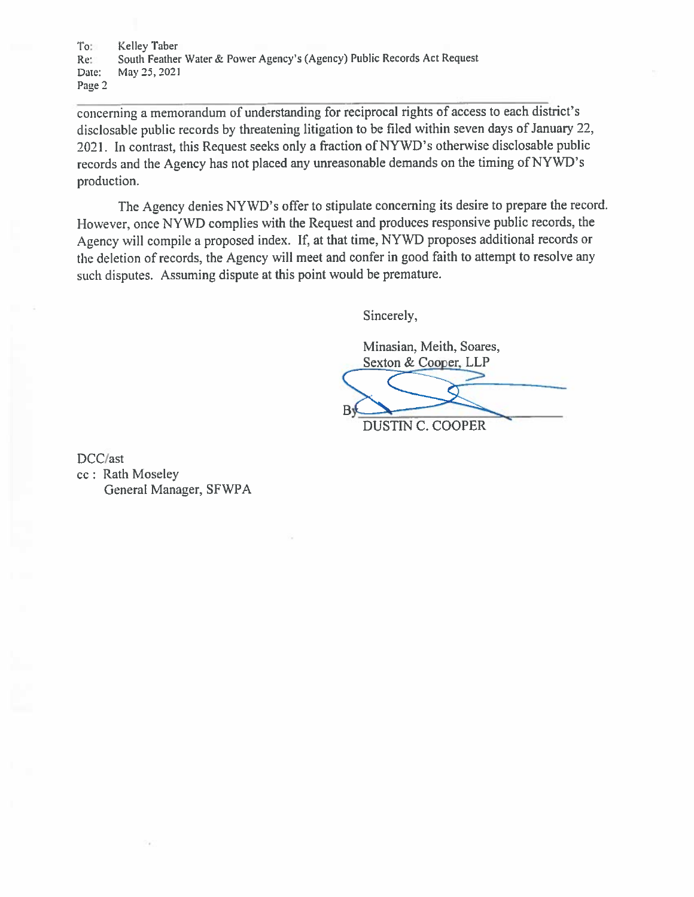concerning a memorandum of understanding for reciprocal rights of access to each district's disclosable public records by threatening litigation to be filed within seven days of January 22, 2021. In contrast, this Request seeks only a fraction of NYWD's otherwise disclosable public records and the Agency has not placed any unreasonable demands on the timing of NYWD's production.

The Agency denies NYWD's offer to stipulate concerning its desire to prepare the record. However, once NYWD complies with the Request and produces responsive public records, the Agency will compile a proposed index. If, at that time, NYWD proposes additional records or the deletion of records, the Agency will meet and confer in good faith to attempt to resolve any such disputes. Assuming dispute at this point would be premature.

Sincerely,

Minasian, Meith, Soares,
Sexton & Cooper, LLP

By ______________________
DUSTIN C. COOPER

DCC/ast
cc : Rath Moseley
General Manager, SFWPA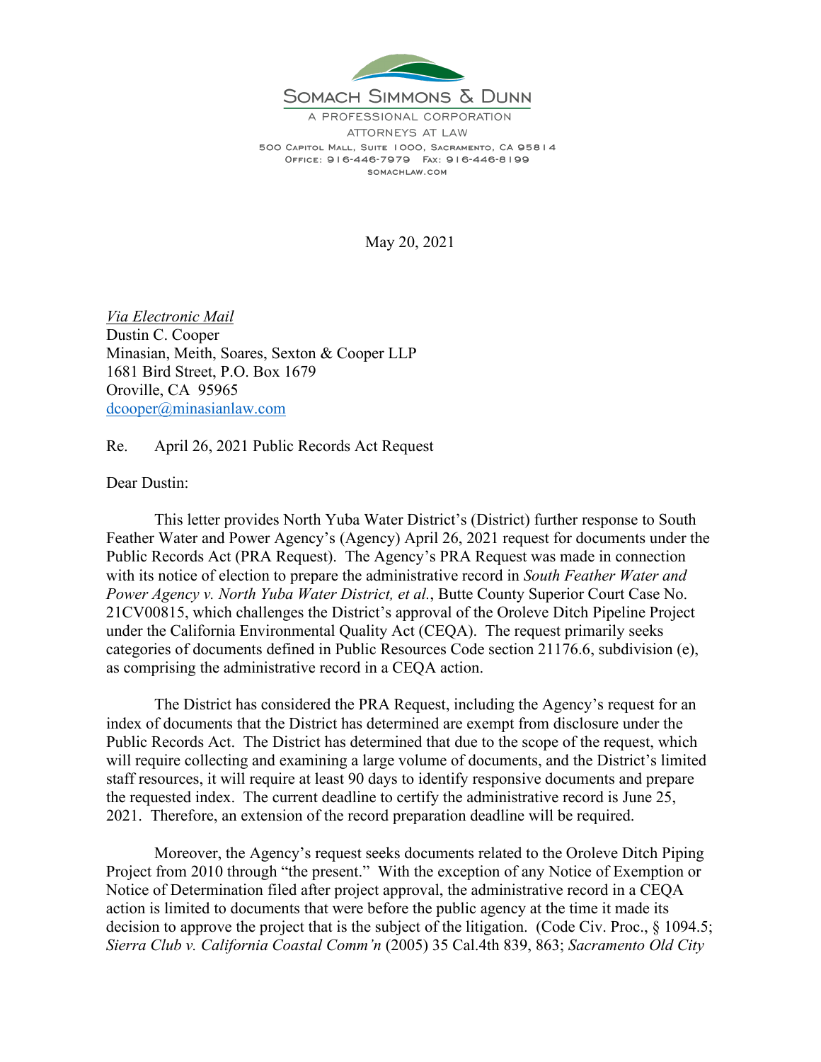SOMACH SIMMONS & DUNN

A PROFESSIONAL CORPORATION

ATTORNEYS AT LAW

500 CAPITOL MALL, SUITE 1000, SACRAMENTO, CA 95814

OFFICE: 916-446-7979 FAX: 916-446-8199

SOMACHLAW.COM

May 20, 2021

*Via Electronic Mail*
Dustin C. Cooper
Minasian, Meith, Soares, Sexton & Cooper LLP
1681 Bird Street, P.O. Box 1679
Oroville, CA 95965
dcooper@minasianlaw.com

Re. April 26, 2021 Public Records Act Request

Dear Dustin:

This letter provides North Yuba Water District's (District) further response to South Feather Water and Power Agency's (Agency) April 26, 2021 request for documents under the Public Records Act (PRA Request). The Agency's PRA Request was made in connection with its notice of election to prepare the administrative record in *South Feather Water and Power Agency v. North Yuba Water District, et al.*, Butte County Superior Court Case No. 21CV00815, which challenges the District's approval of the Oroleve Ditch Pipeline Project under the California Environmental Quality Act (CEQA). The request primarily seeks categories of documents defined in Public Resources Code section 21176.6, subdivision (e), as comprising the administrative record in a CEQA action.

The District has considered the PRA Request, including the Agency's request for an index of documents that the District has determined are exempt from disclosure under the Public Records Act. The District has determined that due to the scope of the request, which will require collecting and examining a large volume of documents, and the District's limited staff resources, it will require at least 90 days to identify responsive documents and prepare the requested index. The current deadline to certify the administrative record is June 25, 2021. Therefore, an extension of the record preparation deadline will be required.

Moreover, the Agency's request seeks documents related to the Oroleve Ditch Piping Project from 2010 through "the present." With the exception of any Notice of Exemption or Notice of Determination filed after project approval, the administrative record in a CEQA action is limited to documents that were before the public agency at the time it made its decision to approve the project that is the subject of the litigation. (Code Civ. Proc., § 1094.5; *Sierra Club v. California Coastal Comm'n* (2005) 35 Cal.4th 839, 863; *Sacramento Old City*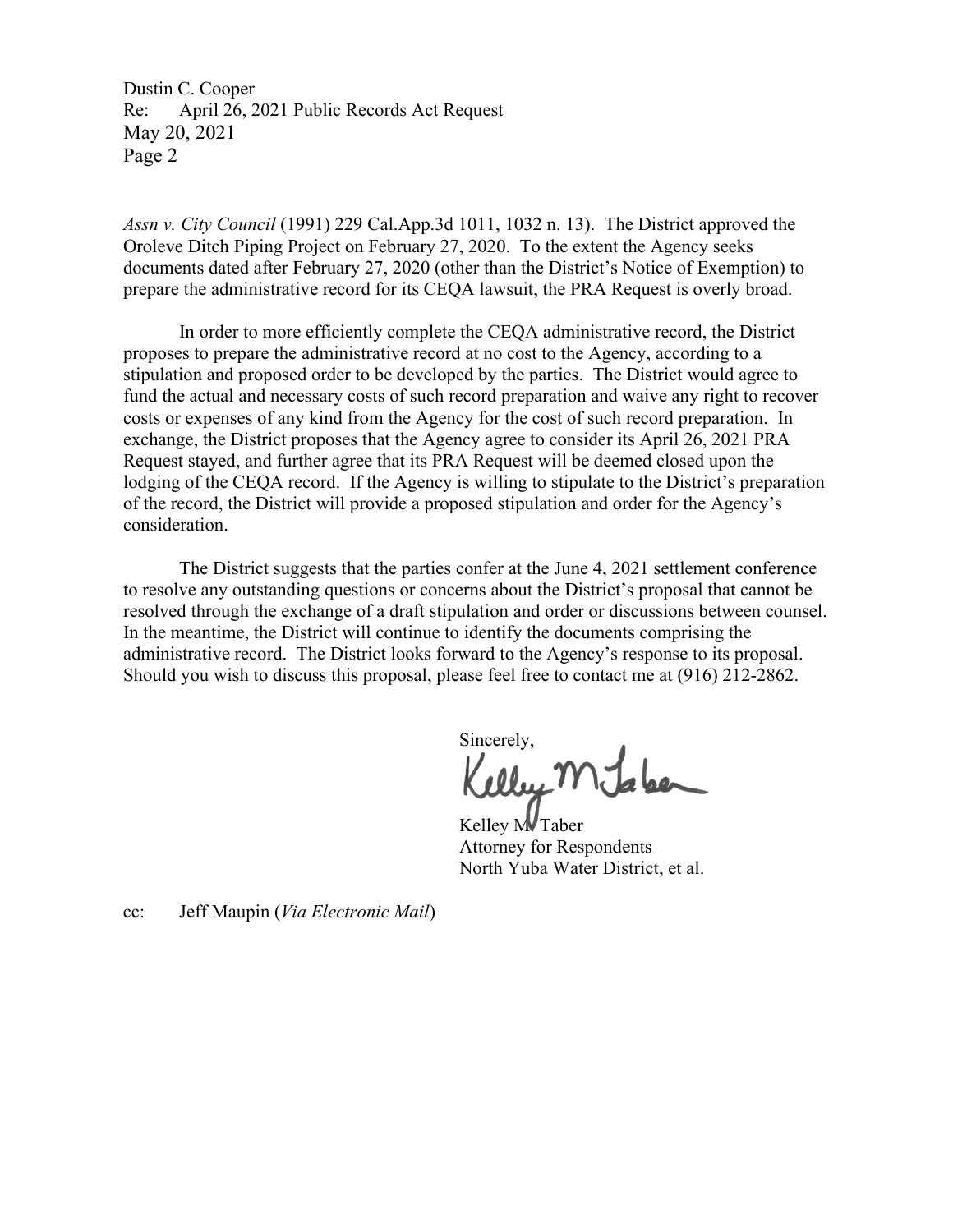*Assn v. City Council* (1991) 229 Cal.App.3d 1011, 1032 n. 13). The District approved the Oroleve Ditch Piping Project on February 27, 2020. To the extent the Agency seeks documents dated after February 27, 2020 (other than the District's Notice of Exemption) to prepare the administrative record for its CEQA lawsuit, the PRA Request is overly broad.

In order to more efficiently complete the CEQA administrative record, the District proposes to prepare the administrative record at no cost to the Agency, according to a stipulation and proposed order to be developed by the parties. The District would agree to fund the actual and necessary costs of such record preparation and waive any right to recover costs or expenses of any kind from the Agency for the cost of such record preparation. In exchange, the District proposes that the Agency agree to consider its April 26, 2021 PRA Request stayed, and further agree that its PRA Request will be deemed closed upon the lodging of the CEQA record. If the Agency is willing to stipulate to the District's preparation of the record, the District will provide a proposed stipulation and order for the Agency's consideration.

The District suggests that the parties confer at the June 4, 2021 settlement conference to resolve any outstanding questions or concerns about the District's proposal that cannot be resolved through the exchange of a draft stipulation and order or discussions between counsel. In the meantime, the District will continue to identify the documents comprising the administrative record. The District looks forward to the Agency's response to its proposal. Should you wish to discuss this proposal, please feel free to contact me at (916) 212-2862.

Sincerely,

Kelley M. Taber
Attorney for Respondents
North Yuba Water District, et al.

cc: Jeff Maupin (*Via Electronic Mail*)